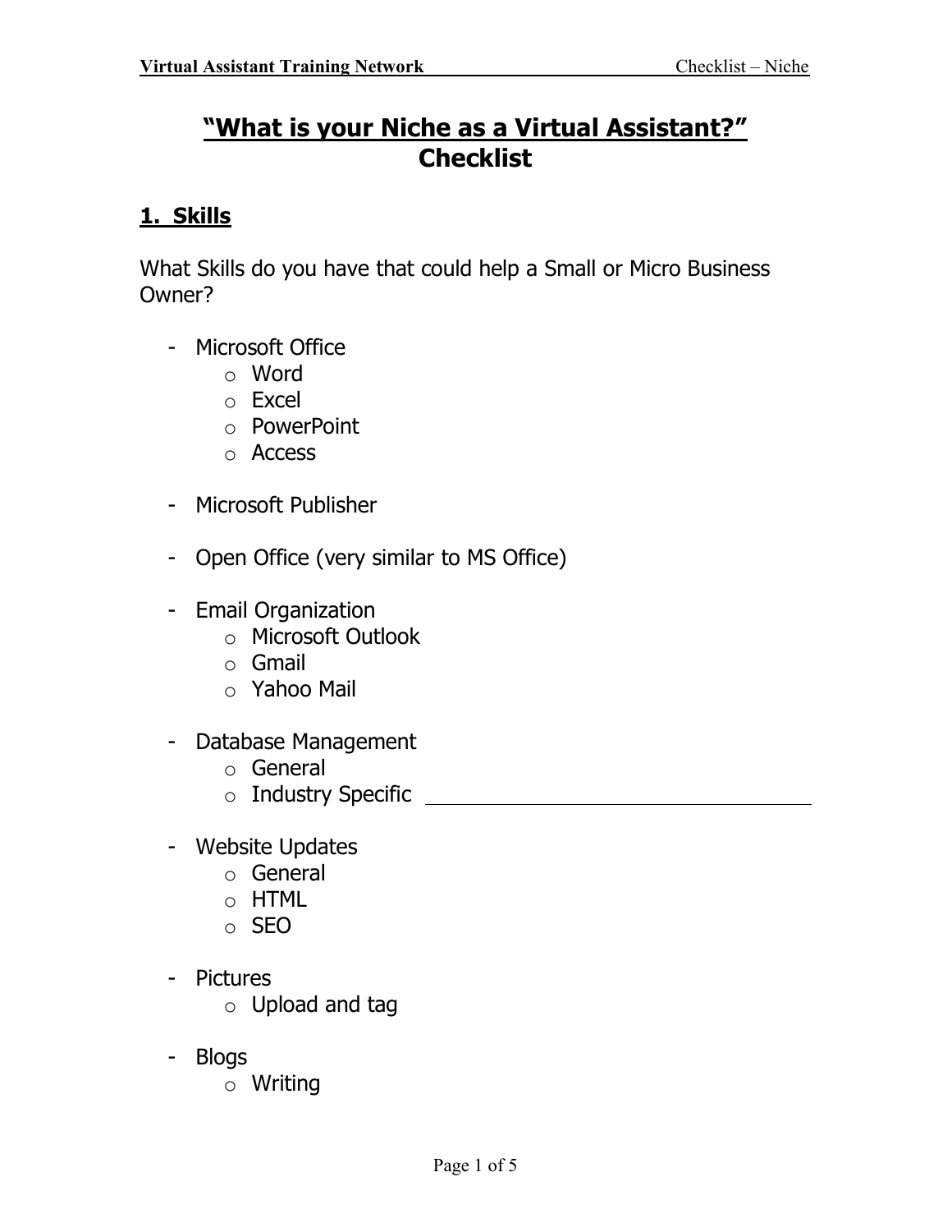# "What is your Niche as a Virtual Assistant?" Checklist

## 1. Skills

What Skills do you have that could help a Small or Micro Business Owner?

- Microsoft Office
    - Word
    - Excel
    - PowerPoint
    - Access

- Microsoft Publisher

- Open Office (very similar to MS Office)

- Email Organization
    - Microsoft Outlook
    - Gmail
    - Yahoo Mail

- Database Management
    - General
    - Industry Specific ______________________________

- Website Updates
    - General
    - HTML
    - SEO

- Pictures
    - Upload and tag

- Blogs
    - Writing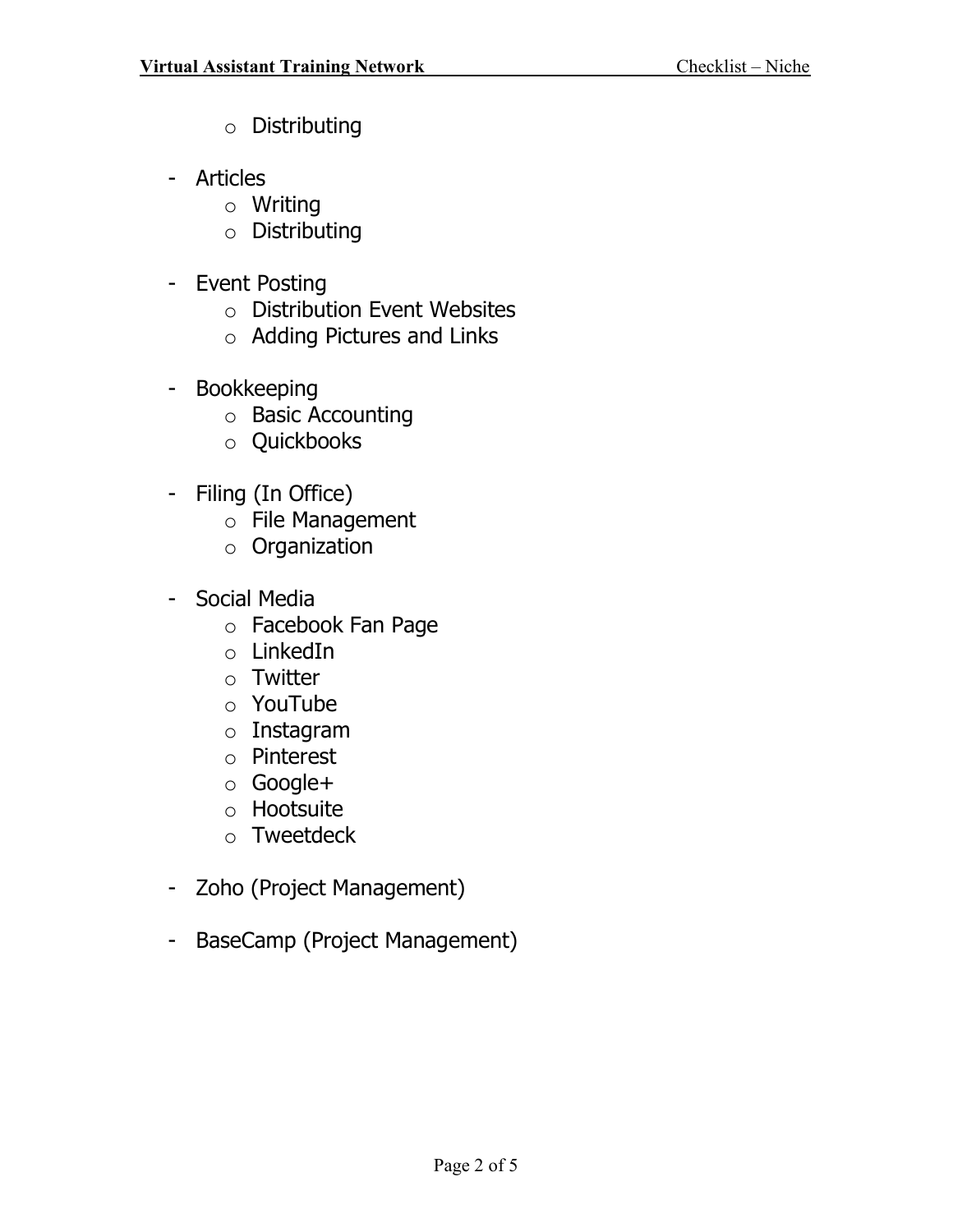- Distributing

- Articles
  - Writing
  - Distributing

- Event Posting
  - Distribution Event Websites
  - Adding Pictures and Links

- Bookkeeping
  - Basic Accounting
  - Quickbooks

- Filing (In Office)
  - File Management
  - Organization

- Social Media
  - Facebook Fan Page
  - LinkedIn
  - Twitter
  - YouTube
  - Instagram
  - Pinterest
  - Google+
  - Hootsuite
  - Tweetdeck

- Zoho (Project Management)

- BaseCamp (Project Management)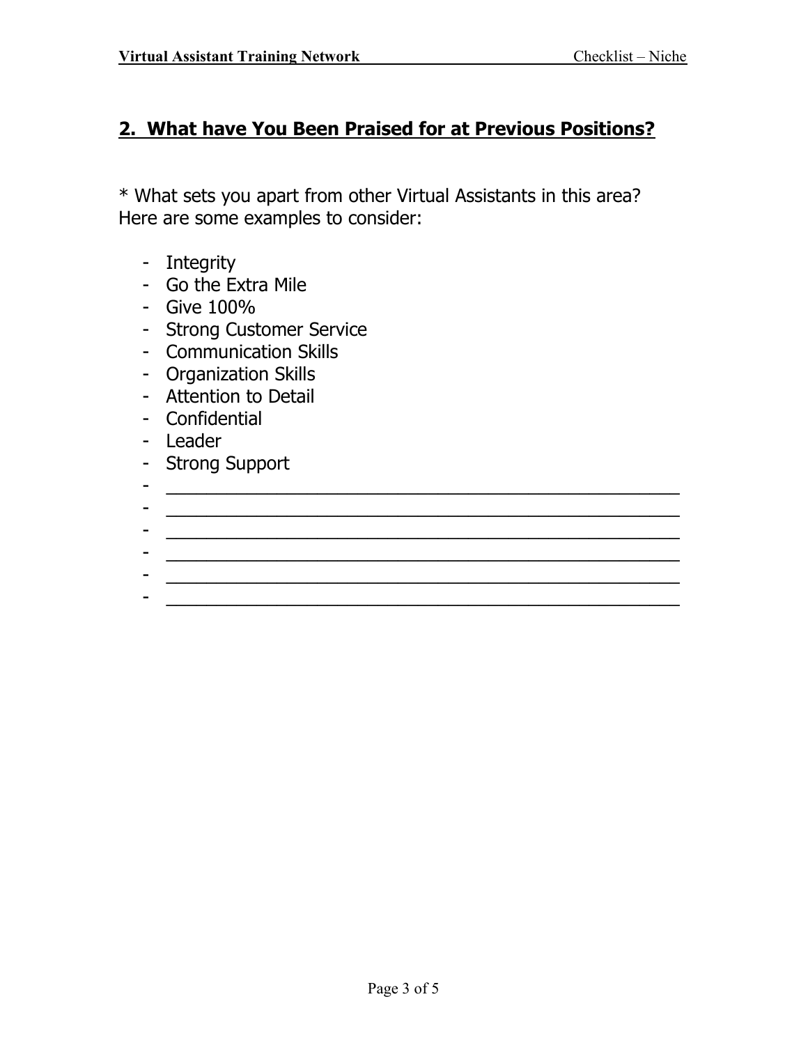## 2. What have You Been Praised for at Previous Positions?

* What sets you apart from other Virtual Assistants in this area? Here are some examples to consider:

- Integrity
- Go the Extra Mile
- Give 100%
- Strong Customer Service
- Communication Skills
- Organization Skills
- Attention to Detail
- Confidential
- Leader
- Strong Support
- ______________________________________________
- ______________________________________________
- ______________________________________________
- ______________________________________________
- ______________________________________________
- ______________________________________________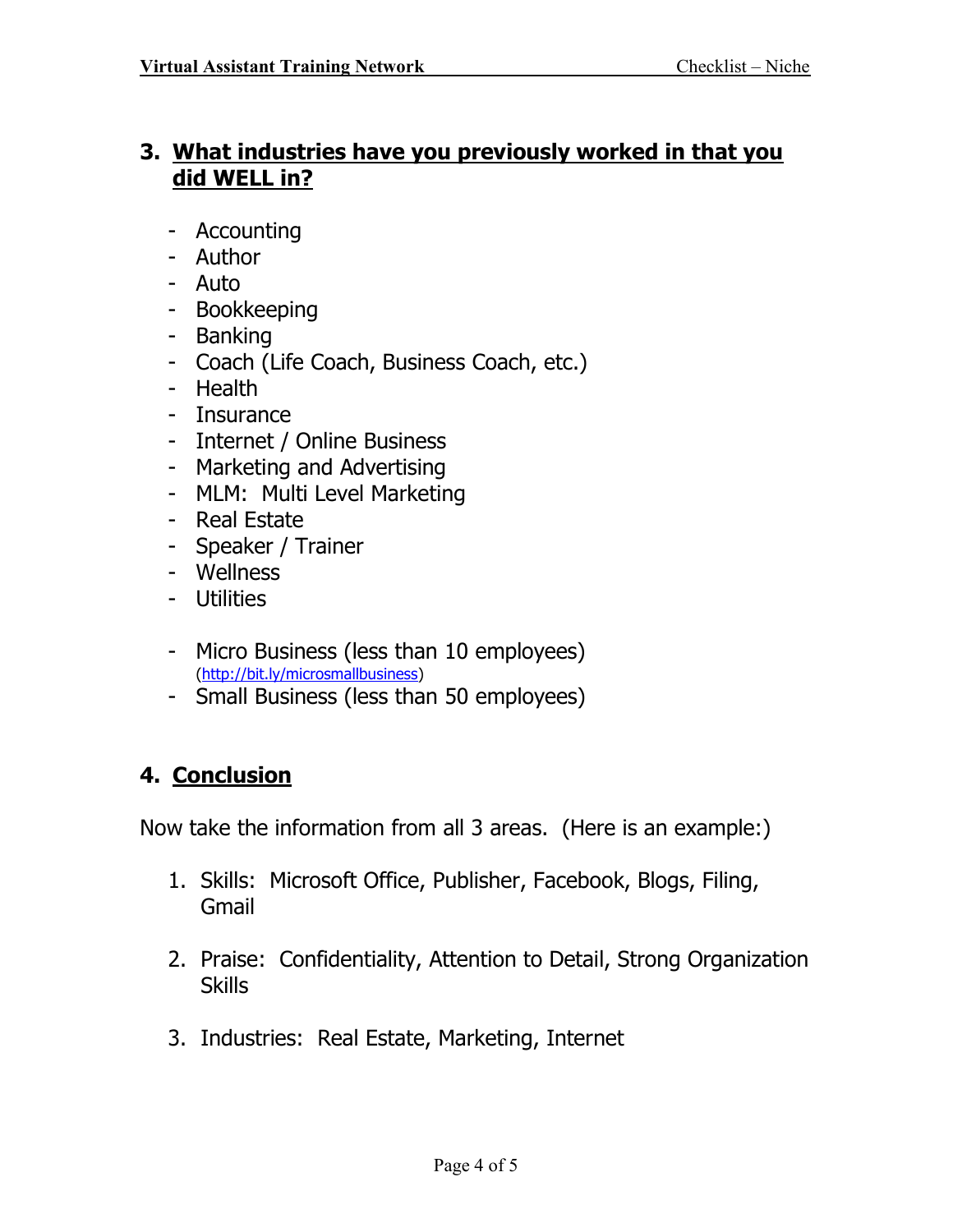## 3. What industries have you previously worked in that you did WELL in?

- Accounting
- Author
- Auto
- Bookkeeping
- Banking
- Coach (Life Coach, Business Coach, etc.)
- Health
- Insurance
- Internet / Online Business
- Marketing and Advertising
- MLM: Multi Level Marketing
- Real Estate
- Speaker / Trainer
- Wellness
- Utilities

- Micro Business (less than 10 employees)
  (http://bit.ly/microsmallbusiness)
- Small Business (less than 50 employees)

## 4. Conclusion

Now take the information from all 3 areas. (Here is an example:)

1. Skills: Microsoft Office, Publisher, Facebook, Blogs, Filing, Gmail

2. Praise: Confidentiality, Attention to Detail, Strong Organization Skills

3. Industries: Real Estate, Marketing, Internet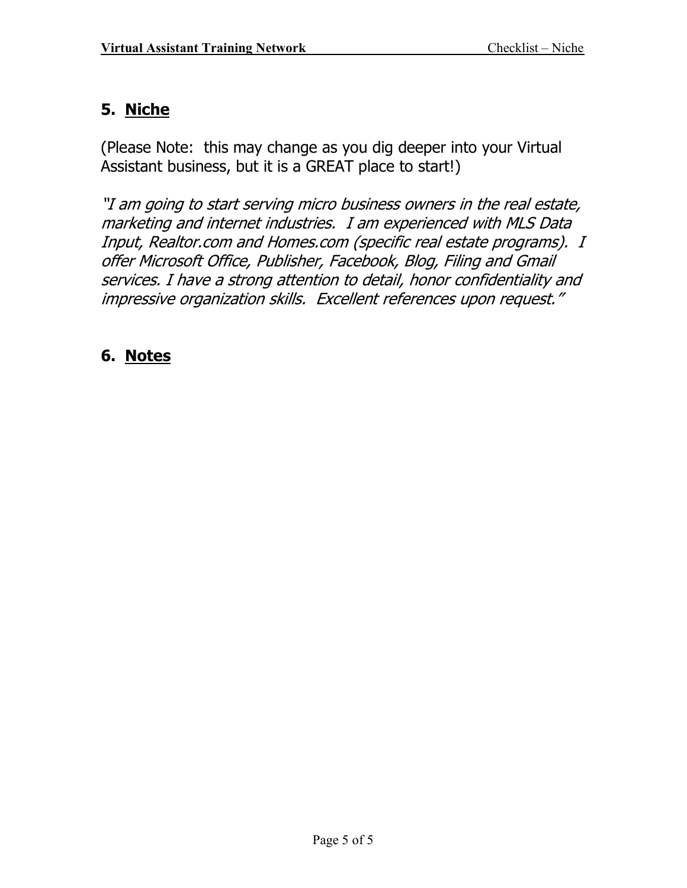## 5. <u>Niche</u>

(Please Note: this may change as you dig deeper into your Virtual Assistant business, but it is a GREAT place to start!)

*"I am going to start serving micro business owners in the real estate, marketing and internet industries. I am experienced with MLS Data Input, Realtor.com and Homes.com (specific real estate programs). I offer Microsoft Office, Publisher, Facebook, Blog, Filing and Gmail services. I have a strong attention to detail, honor confidentiality and impressive organization skills. Excellent references upon request."*

## 6. <u>Notes</u>